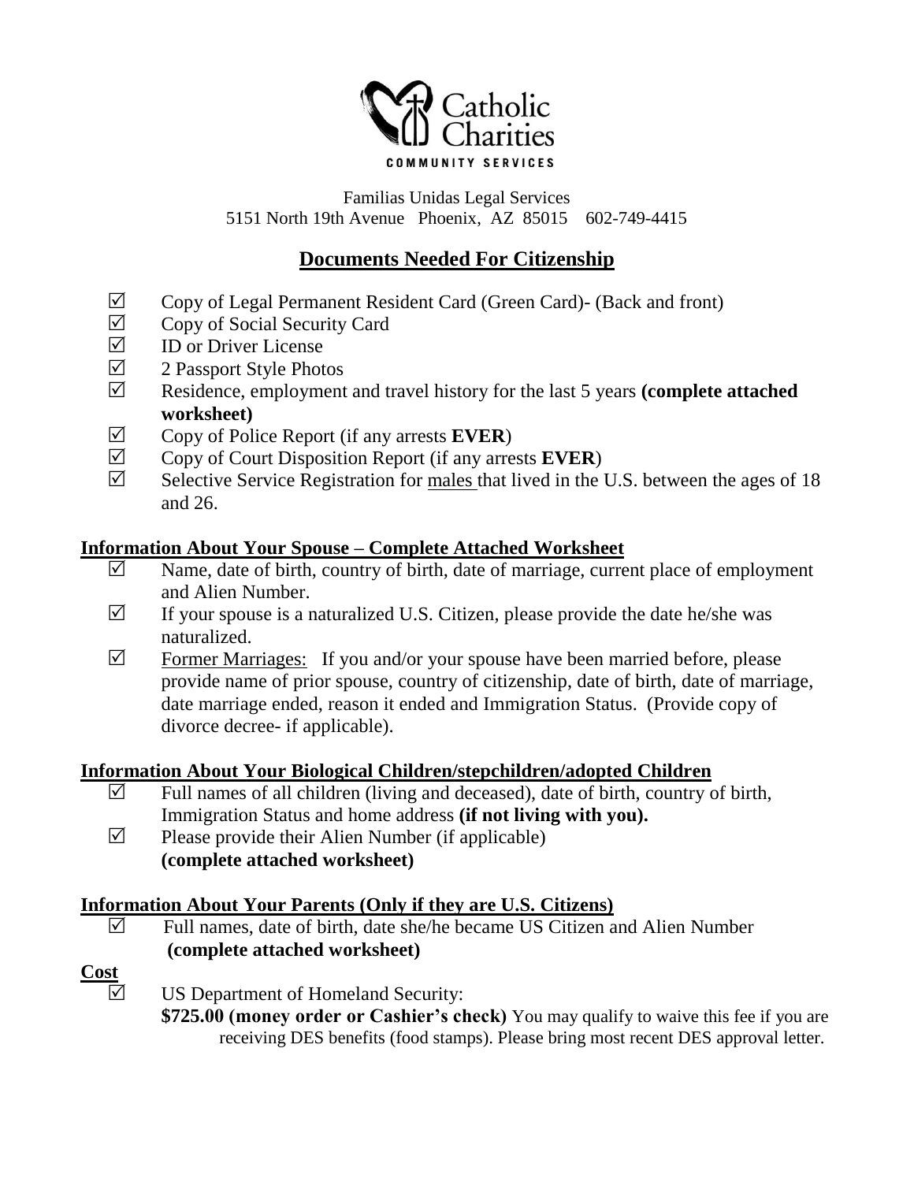Catholic Charities

COMMUNITY SERVICES

Familias Unidas Legal Services
5151 North 19th Avenue Phoenix, AZ 85015 602-749-4415

# Documents Needed For Citizenship

- ☑ Copy of Legal Permanent Resident Card (Green Card)- (Back and front)
- ☑ Copy of Social Security Card
- ☑ ID or Driver License
- ☑ 2 Passport Style Photos
- ☑ Residence, employment and travel history for the last 5 years **(complete attached worksheet)**
- ☑ Copy of Police Report (if any arrests **EVER**)
- ☑ Copy of Court Disposition Report (if any arrests **EVER**)
- ☑ Selective Service Registration for males that lived in the U.S. between the ages of 18 and 26.

## Information About Your Spouse – Complete Attached Worksheet

- ☑ Name, date of birth, country of birth, date of marriage, current place of employment and Alien Number.
- ☑ If your spouse is a naturalized U.S. Citizen, please provide the date he/she was naturalized.
- ☑ Former Marriages: If you and/or your spouse have been married before, please provide name of prior spouse, country of citizenship, date of birth, date of marriage, date marriage ended, reason it ended and Immigration Status. (Provide copy of divorce decree- if applicable).

## Information About Your Biological Children/stepchildren/adopted Children

- ☑ Full names of all children (living and deceased), date of birth, country of birth, Immigration Status and home address **(if not living with you).**
- ☑ Please provide their Alien Number (if applicable)
  **(complete attached worksheet)**

## Information About Your Parents (Only if they are U.S. Citizens)

- ☑ Full names, date of birth, date she/he became US Citizen and Alien Number
  **(complete attached worksheet)**

## Cost

- ☑ US Department of Homeland Security:
  **$725.00 (money order or Cashier's check)** You may qualify to waive this fee if you are receiving DES benefits (food stamps). Please bring most recent DES approval letter.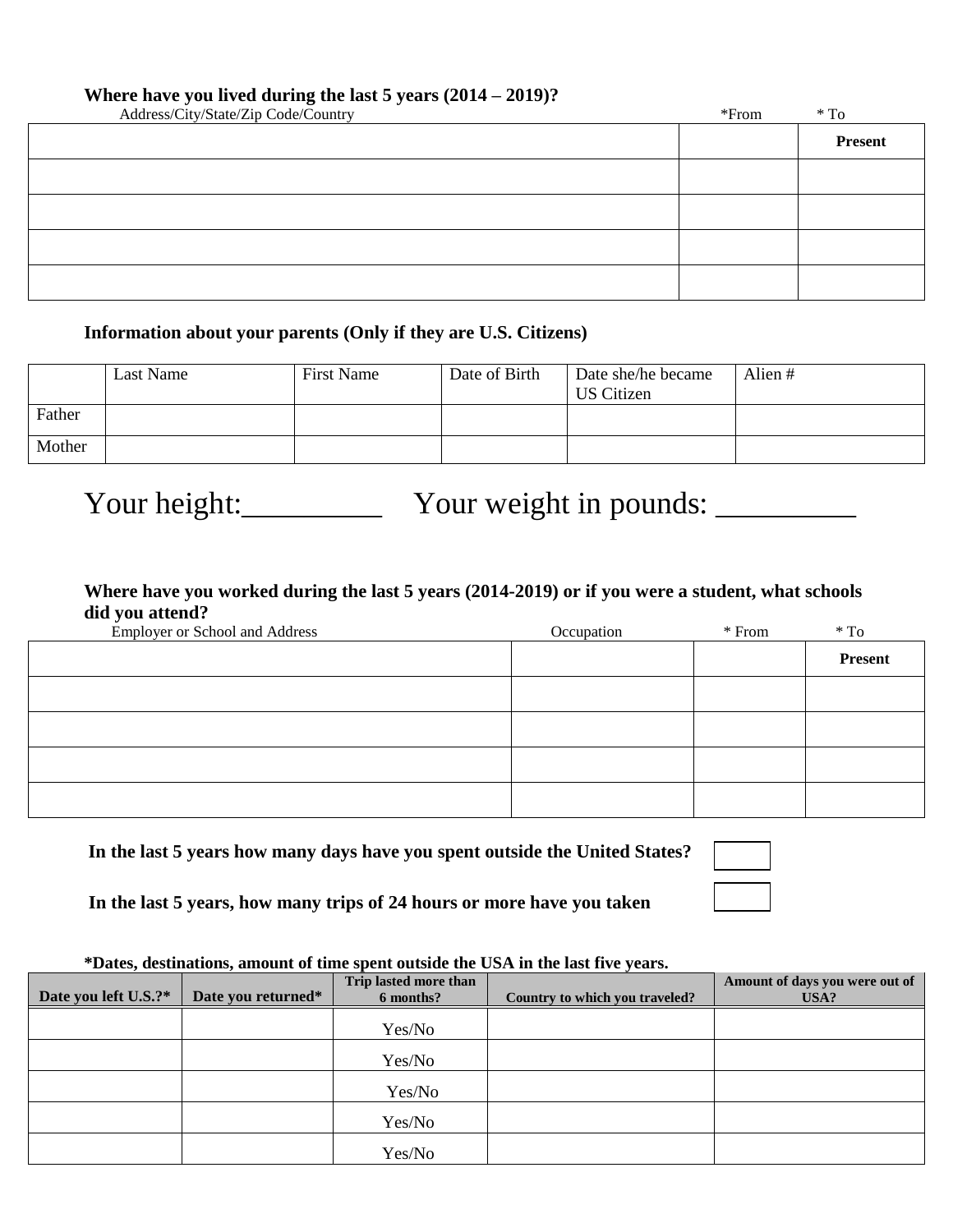**Where have you lived during the last 5 years (2014 – 2019)?**

| Address/City/State/Zip Code/Country | *From | * To |
|---|---|---|
| | | **Present** |
| | | |
| | | |
| | | |
| | | |

**Information about your parents (Only if they are U.S. Citizens)**

| | Last Name | First Name | Date of Birth | Date she/he became US Citizen | Alien # |
|---|---|---|---|---|---|
| Father | | | | | |
| Mother | | | | | |

Your height:\_\_\_\_\_\_\_\_\_ Your weight in pounds: \_\_\_\_\_\_\_\_\_

**Where have you worked during the last 5 years (2014-2019) or if you were a student, what schools did you attend?**

| Employer or School and Address | Occupation | * From | * To |
|---|---|---|---|
| | | | **Present** |
| | | | |
| | | | |
| | | | |
| | | | |

**In the last 5 years how many days have you spent outside the United States?** ☐

**In the last 5 years, how many trips of 24 hours or more have you taken** ☐

**\*Dates, destinations, amount of time spent outside the USA in the last five years.**

| **Date you left U.S.?\*** | **Date you returned\*** | **Trip lasted more than 6 months?** | **Country to which you traveled?** | **Amount of days you were out of USA?** |
|---|---|---|---|---|
| | | Yes/No | | |
| | | Yes/No | | |
| | | Yes/No | | |
| | | Yes/No | | |
| | | Yes/No | | |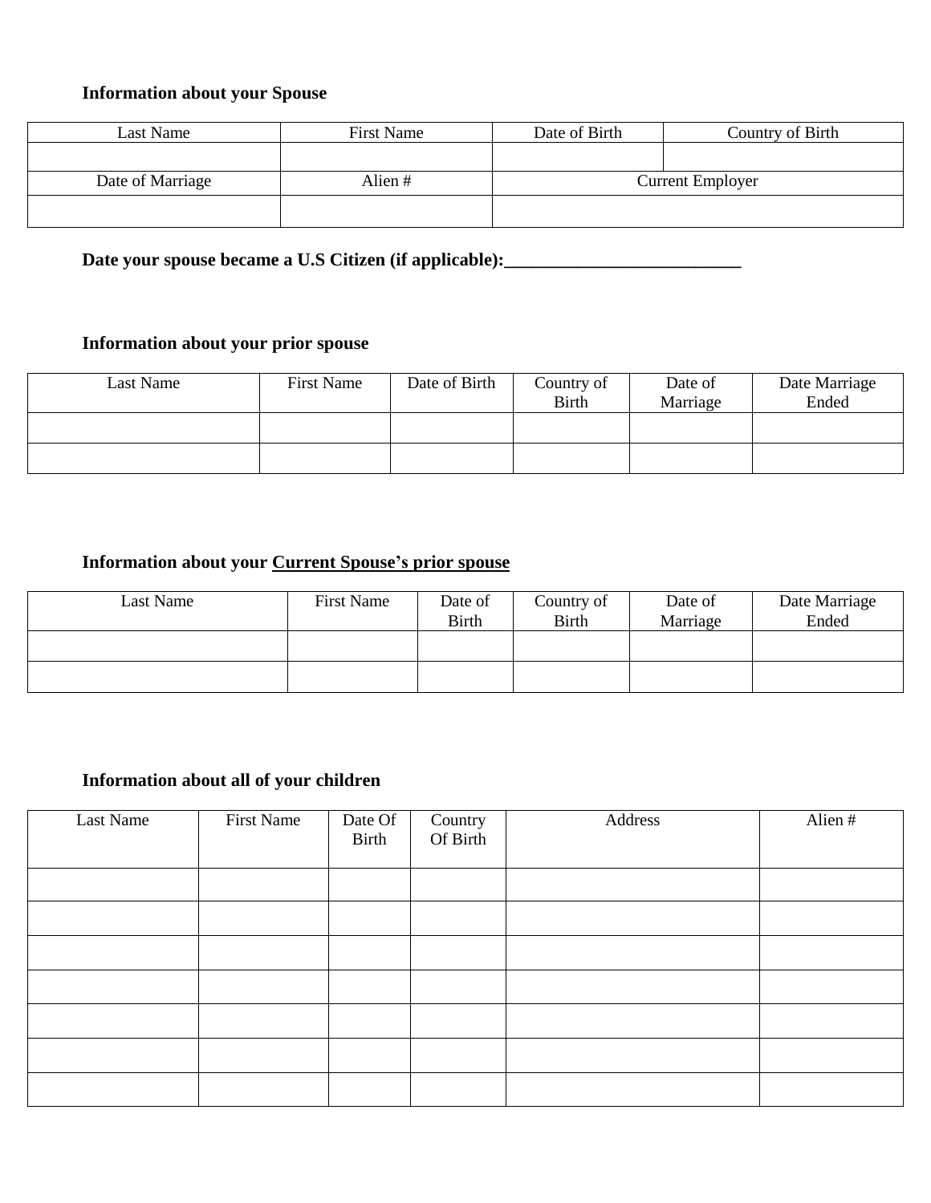**Information about your Spouse**

| Last Name | First Name | Date of Birth | Country of Birth |
|---|---|---|---|
| | | | |
| Date of Marriage | Alien # | Current Employer | |
| | | | |

**Date your spouse became a U.S Citizen (if applicable):__________________________**

**Information about your prior spouse**

| Last Name | First Name | Date of Birth | Country of Birth | Date of Marriage | Date Marriage Ended |
|---|---|---|---|---|---|
| | | | | | |
| | | | | | |

**Information about your <u>Current Spouse's prior spouse</u>**

| Last Name | First Name | Date of Birth | Country of Birth | Date of Marriage | Date Marriage Ended |
|---|---|---|---|---|---|
| | | | | | |
| | | | | | |

**Information about all of your children**

| Last Name | First Name | Date Of Birth | Country Of Birth | Address | Alien # |
|---|---|---|---|---|---|
| | | | | | |
| | | | | | |
| | | | | | |
| | | | | | |
| | | | | | |
| | | | | | |
| | | | | | |